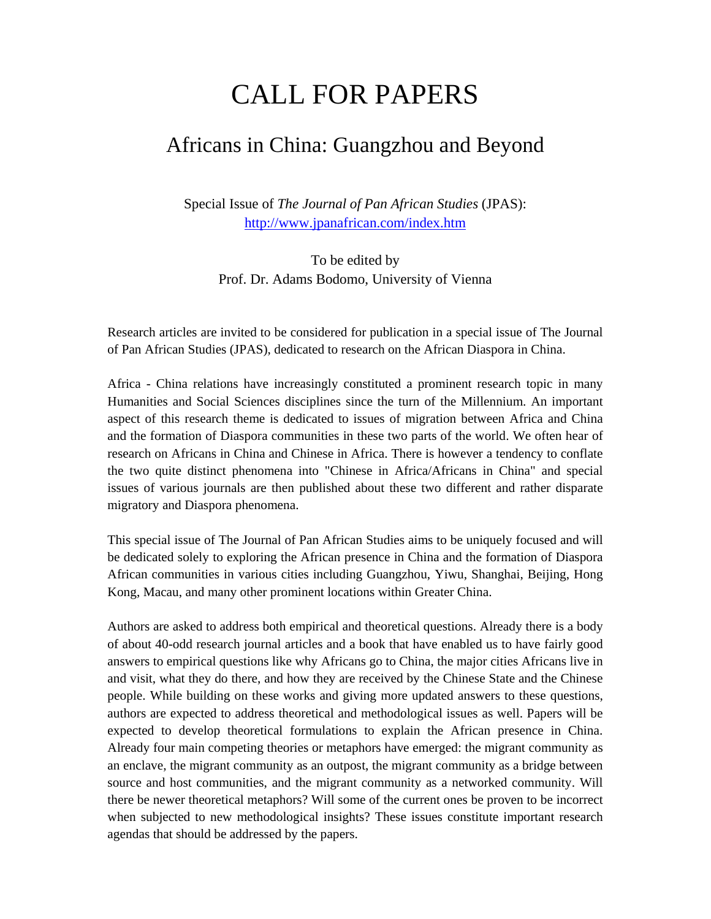# CALL FOR PAPERS

## Africans in China: Guangzhou and Beyond

Special Issue of *The Journal of Pan African Studies* (JPAS):
http://www.jpanafrican.com/index.htm

To be edited by
Prof. Dr. Adams Bodomo, University of Vienna

Research articles are invited to be considered for publication in a special issue of The Journal of Pan African Studies (JPAS), dedicated to research on the African Diaspora in China.

Africa - China relations have increasingly constituted a prominent research topic in many Humanities and Social Sciences disciplines since the turn of the Millennium. An important aspect of this research theme is dedicated to issues of migration between Africa and China and the formation of Diaspora communities in these two parts of the world. We often hear of research on Africans in China and Chinese in Africa. There is however a tendency to conflate the two quite distinct phenomena into "Chinese in Africa/Africans in China" and special issues of various journals are then published about these two different and rather disparate migratory and Diaspora phenomena.

This special issue of The Journal of Pan African Studies aims to be uniquely focused and will be dedicated solely to exploring the African presence in China and the formation of Diaspora African communities in various cities including Guangzhou, Yiwu, Shanghai, Beijing, Hong Kong, Macau, and many other prominent locations within Greater China.

Authors are asked to address both empirical and theoretical questions. Already there is a body of about 40-odd research journal articles and a book that have enabled us to have fairly good answers to empirical questions like why Africans go to China, the major cities Africans live in and visit, what they do there, and how they are received by the Chinese State and the Chinese people. While building on these works and giving more updated answers to these questions, authors are expected to address theoretical and methodological issues as well. Papers will be expected to develop theoretical formulations to explain the African presence in China. Already four main competing theories or metaphors have emerged: the migrant community as an enclave, the migrant community as an outpost, the migrant community as a bridge between source and host communities, and the migrant community as a networked community. Will there be newer theoretical metaphors? Will some of the current ones be proven to be incorrect when subjected to new methodological insights? These issues constitute important research agendas that should be addressed by the papers.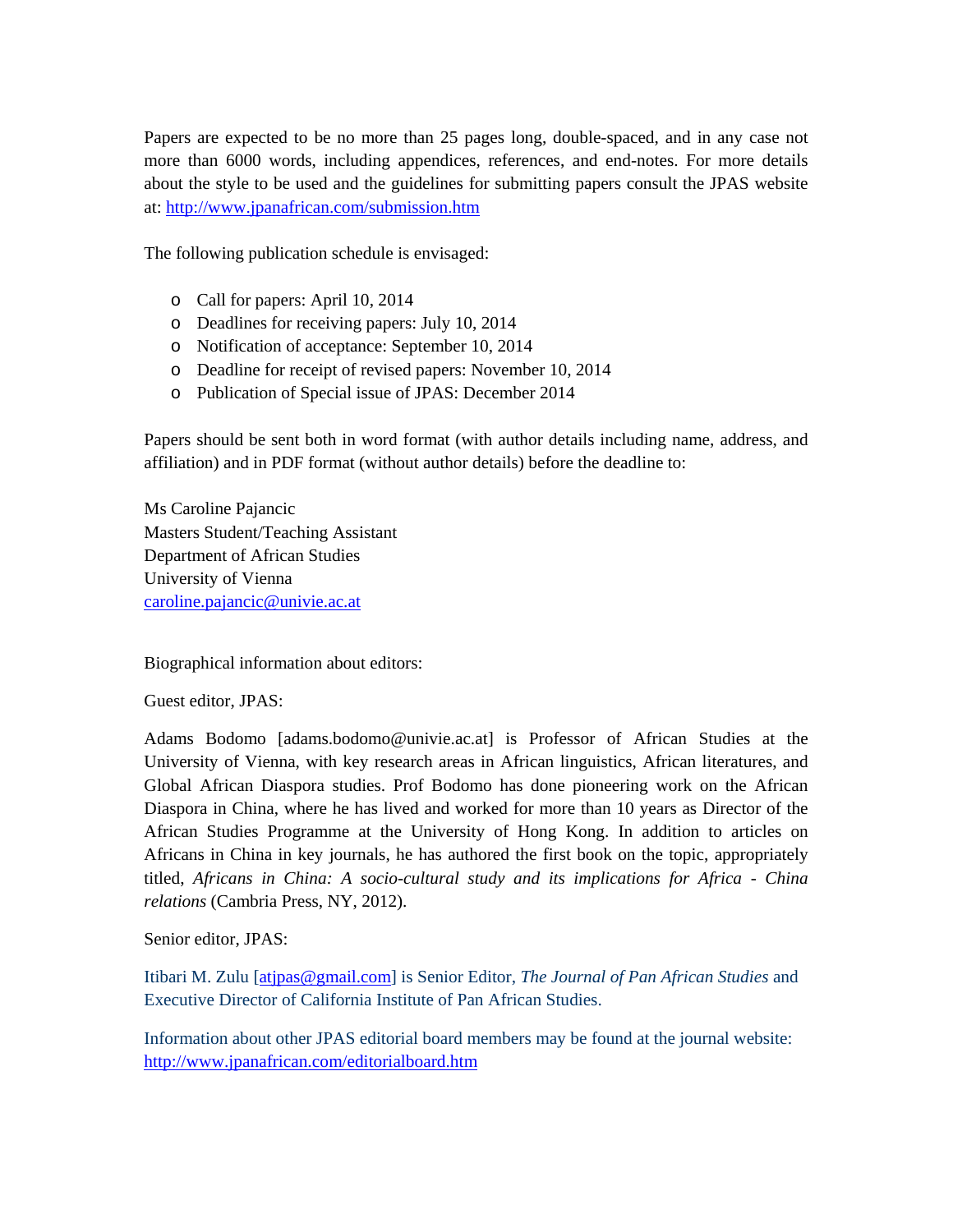Papers are expected to be no more than 25 pages long, double-spaced, and in any case not more than 6000 words, including appendices, references, and end-notes. For more details about the style to be used and the guidelines for submitting papers consult the JPAS website at: http://www.jpanafrican.com/submission.htm

The following publication schedule is envisaged:

- Call for papers: April 10, 2014
- Deadlines for receiving papers: July 10, 2014
- Notification of acceptance: September 10, 2014
- Deadline for receipt of revised papers: November 10, 2014
- Publication of Special issue of JPAS: December 2014

Papers should be sent both in word format (with author details including name, address, and affiliation) and in PDF format (without author details) before the deadline to:

Ms Caroline Pajancic
Masters Student/Teaching Assistant
Department of African Studies
University of Vienna
caroline.pajancic@univie.ac.at

Biographical information about editors:

Guest editor, JPAS:

Adams Bodomo [adams.bodomo@univie.ac.at] is Professor of African Studies at the University of Vienna, with key research areas in African linguistics, African literatures, and Global African Diaspora studies. Prof Bodomo has done pioneering work on the African Diaspora in China, where he has lived and worked for more than 10 years as Director of the African Studies Programme at the University of Hong Kong. In addition to articles on Africans in China in key journals, he has authored the first book on the topic, appropriately titled, *Africans in China: A socio-cultural study and its implications for Africa - China relations* (Cambria Press, NY, 2012).

Senior editor, JPAS:

Itibari M. Zulu [atjpas@gmail.com] is Senior Editor, *The Journal of Pan African Studies* and Executive Director of California Institute of Pan African Studies.

Information about other JPAS editorial board members may be found at the journal website: http://www.jpanafrican.com/editorialboard.htm